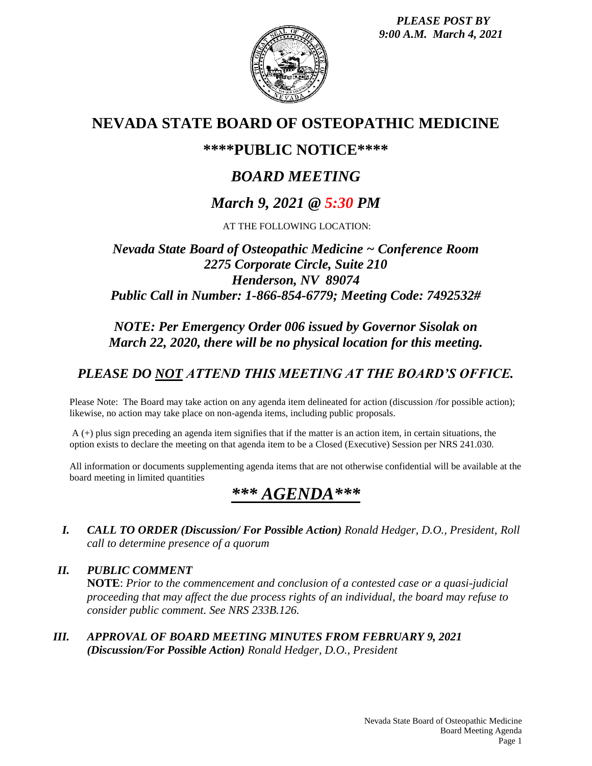*PLEASE POST BY*
*9:00 A.M. March 4, 2021*

# NEVADA STATE BOARD OF OSTEOPATHIC MEDICINE

## \*\*\*\*PUBLIC NOTICE\*\*\*\*

## *BOARD MEETING*

## *March 9, 2021 @ 5:30 PM*

AT THE FOLLOWING LOCATION:

### *Nevada State Board of Osteopathic Medicine ~ Conference Room*
### *2275 Corporate Circle, Suite 210*
### *Henderson, NV 89074*
### *Public Call in Number: 1-866-854-6779; Meeting Code: 7492532#*

### *NOTE: Per Emergency Order 006 issued by Governor Sisolak on March 22, 2020, there will be no physical location for this meeting.*

### *PLEASE DO NOT ATTEND THIS MEETING AT THE BOARD'S OFFICE.*

Please Note: The Board may take action on any agenda item delineated for action (discussion /for possible action); likewise, no action may take place on non-agenda items, including public proposals.

A (+) plus sign preceding an agenda item signifies that if the matter is an action item, in certain situations, the option exists to declare the meeting on that agenda item to be a Closed (Executive) Session per NRS 241.030.

All information or documents supplementing agenda items that are not otherwise confidential will be available at the board meeting in limited quantities

## *\*\*\* AGENDA\*\*\**

*I.* ***CALL TO ORDER (Discussion/ For Possible Action)*** *Ronald Hedger, D.O., President, Roll call to determine presence of a quorum*

*II.* ***PUBLIC COMMENT***
**NOTE**: *Prior to the commencement and conclusion of a contested case or a quasi-judicial proceeding that may affect the due process rights of an individual, the board may refuse to consider public comment. See NRS 233B.126.*

*III.* ***APPROVAL OF BOARD MEETING MINUTES FROM FEBRUARY 9, 2021 (Discussion/For Possible Action)*** *Ronald Hedger, D.O., President*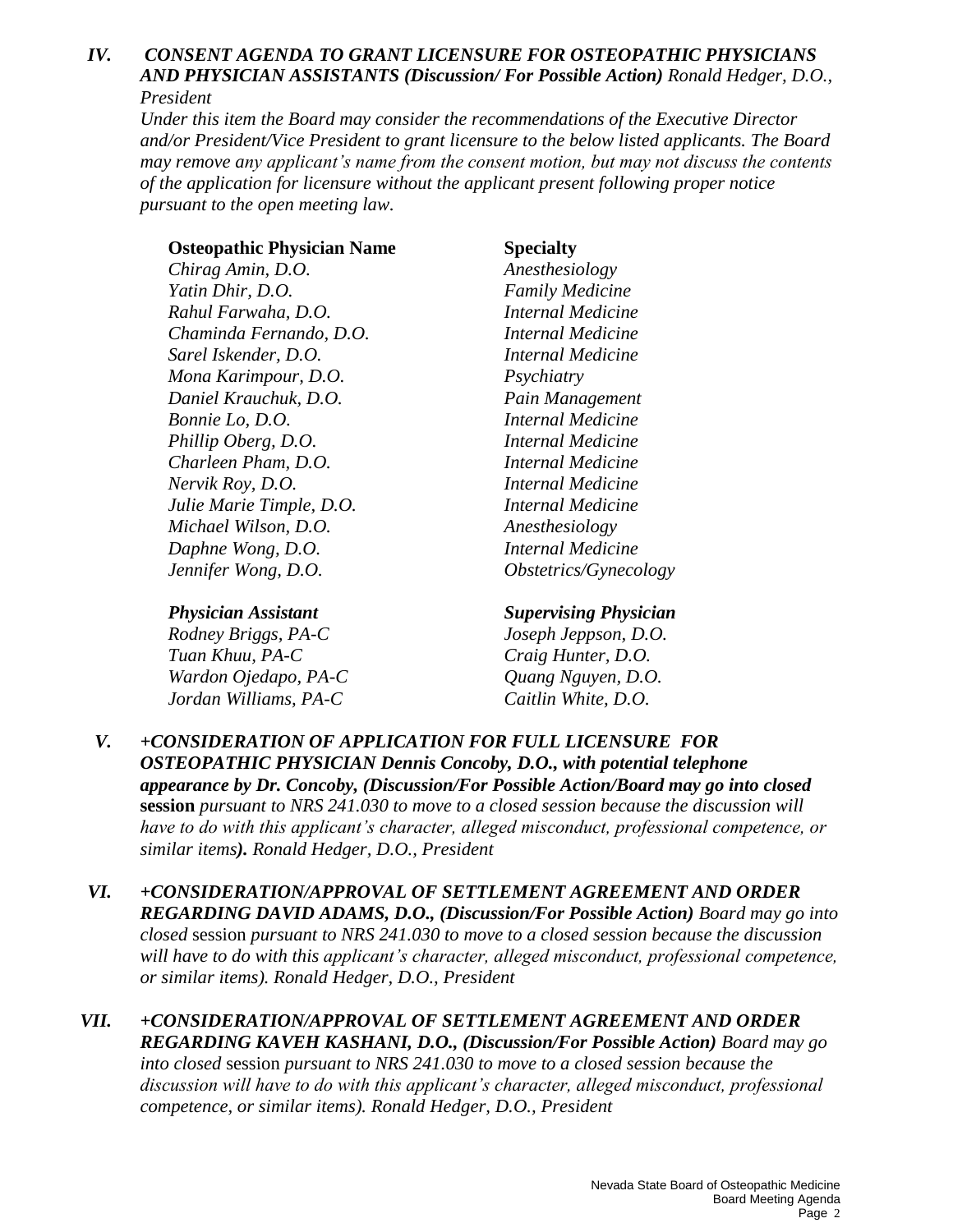***IV. CONSENT AGENDA TO GRANT LICENSURE FOR OSTEOPATHIC PHYSICIANS AND PHYSICIAN ASSISTANTS (Discussion/ For Possible Action)*** *Ronald Hedger, D.O., President*

*Under this item the Board may consider the recommendations of the Executive Director and/or President/Vice President to grant licensure to the below listed applicants. The Board may remove any applicant's name from the consent motion, but may not discuss the contents of the application for licensure without the applicant present following proper notice pursuant to the open meeting law.*

| **Osteopathic Physician Name** | **Specialty** |
|---|---|
| *Chirag Amin, D.O.* | *Anesthesiology* |
| *Yatin Dhir, D.O.* | *Family Medicine* |
| *Rahul Farwaha, D.O.* | *Internal Medicine* |
| *Chaminda Fernando, D.O.* | *Internal Medicine* |
| *Sarel Iskender, D.O.* | *Internal Medicine* |
| *Mona Karimpour, D.O.* | *Psychiatry* |
| *Daniel Krauchuk, D.O.* | *Pain Management* |
| *Bonnie Lo, D.O.* | *Internal Medicine* |
| *Phillip Oberg, D.O.* | *Internal Medicine* |
| *Charleen Pham, D.O.* | *Internal Medicine* |
| *Nervik Roy, D.O.* | *Internal Medicine* |
| *Julie Marie Timple, D.O.* | *Internal Medicine* |
| *Michael Wilson, D.O.* | *Anesthesiology* |
| *Daphne Wong, D.O.* | *Internal Medicine* |
| *Jennifer Wong, D.O.* | *Obstetrics/Gynecology* |

| ***Physician Assistant*** | ***Supervising Physician*** |
|---|---|
| *Rodney Briggs, PA-C* | *Joseph Jeppson, D.O.* |
| *Tuan Khuu, PA-C* | *Craig Hunter, D.O.* |
| *Wardon Ojedapo, PA-C* | *Quang Nguyen, D.O.* |
| *Jordan Williams, PA-C* | *Caitlin White, D.O.* |

***V. +CONSIDERATION OF APPLICATION FOR FULL LICENSURE FOR OSTEOPATHIC PHYSICIAN Dennis Concoby, D.O., with potential telephone appearance by Dr. Concoby, (Discussion/For Possible Action/Board may go into closed*** **session** *pursuant to NRS 241.030 to move to a closed session because the discussion will have to do with this applicant's character, alleged misconduct, professional competence, or similar items****).*** *Ronald Hedger, D.O., President*

***VI. +CONSIDERATION/APPROVAL OF SETTLEMENT AGREEMENT AND ORDER REGARDING DAVID ADAMS, D.O., (Discussion/For Possible Action)*** *Board may go into closed* session *pursuant to NRS 241.030 to move to a closed session because the discussion will have to do with this applicant's character, alleged misconduct, professional competence, or similar items). Ronald Hedger, D.O., President*

***VII. +CONSIDERATION/APPROVAL OF SETTLEMENT AGREEMENT AND ORDER REGARDING KAVEH KASHANI, D.O., (Discussion/For Possible Action)*** *Board may go into closed* session *pursuant to NRS 241.030 to move to a closed session because the discussion will have to do with this applicant's character, alleged misconduct, professional competence, or similar items). Ronald Hedger, D.O., President*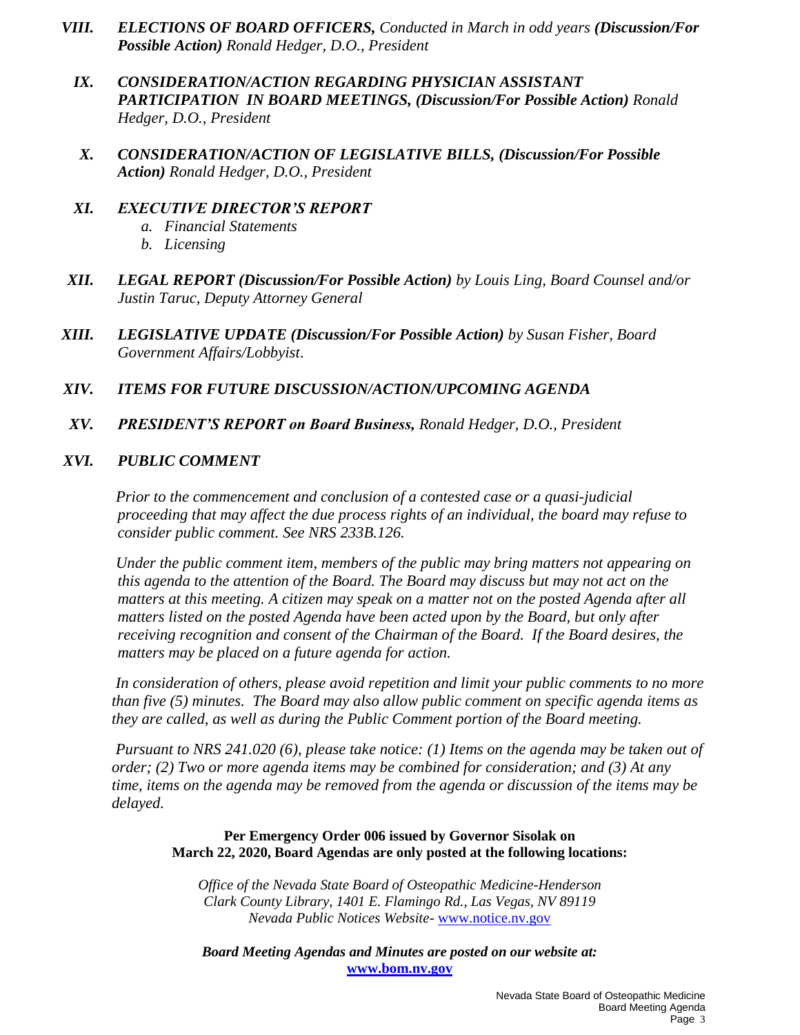*VIII.* ***ELECTIONS OF BOARD OFFICERS,*** *Conducted in March in odd years* ***(Discussion/For Possible Action)*** *Ronald Hedger, D.O., President*

*IX.* ***CONSIDERATION/ACTION REGARDING PHYSICIAN ASSISTANT PARTICIPATION IN BOARD MEETINGS, (Discussion/For Possible Action)*** *Ronald Hedger, D.O., President*

*X.* ***CONSIDERATION/ACTION OF LEGISLATIVE BILLS, (Discussion/For Possible Action)*** *Ronald Hedger, D.O., President*

*XI.* ***EXECUTIVE DIRECTOR'S REPORT***

*a. Financial Statements*
*b. Licensing*

*XII.* ***LEGAL REPORT (Discussion/For Possible Action)*** *by Louis Ling, Board Counsel and/or Justin Taruc, Deputy Attorney General*

*XIII.* ***LEGISLATIVE UPDATE (Discussion/For Possible Action)*** *by Susan Fisher, Board Government Affairs/Lobbyist.*

*XIV.* ***ITEMS FOR FUTURE DISCUSSION/ACTION/UPCOMING AGENDA***

*XV.* ***PRESIDENT'S REPORT on Board Business,*** *Ronald Hedger, D.O., President*

*XVI.* ***PUBLIC COMMENT***

*Prior to the commencement and conclusion of a contested case or a quasi-judicial proceeding that may affect the due process rights of an individual, the board may refuse to consider public comment. See NRS 233B.126.*

*Under the public comment item, members of the public may bring matters not appearing on this agenda to the attention of the Board. The Board may discuss but may not act on the matters at this meeting. A citizen may speak on a matter not on the posted Agenda after all matters listed on the posted Agenda have been acted upon by the Board, but only after receiving recognition and consent of the Chairman of the Board. If the Board desires, the matters may be placed on a future agenda for action.*

*In consideration of others, please avoid repetition and limit your public comments to no more than five (5) minutes. The Board may also allow public comment on specific agenda items as they are called, as well as during the Public Comment portion of the Board meeting.*

*Pursuant to NRS 241.020 (6), please take notice: (1) Items on the agenda may be taken out of order; (2) Two or more agenda items may be combined for consideration; and (3) At any time, items on the agenda may be removed from the agenda or discussion of the items may be delayed.*

**Per Emergency Order 006 issued by Governor Sisolak on March 22, 2020, Board Agendas are only posted at the following locations:**

*Office of the Nevada State Board of Osteopathic Medicine-Henderson*
*Clark County Library, 1401 E. Flamingo Rd., Las Vegas, NV 89119*
*Nevada Public Notices Website-* www.notice.nv.gov

***Board Meeting Agendas and Minutes are posted on our website at:***
**www.bom.nv.gov**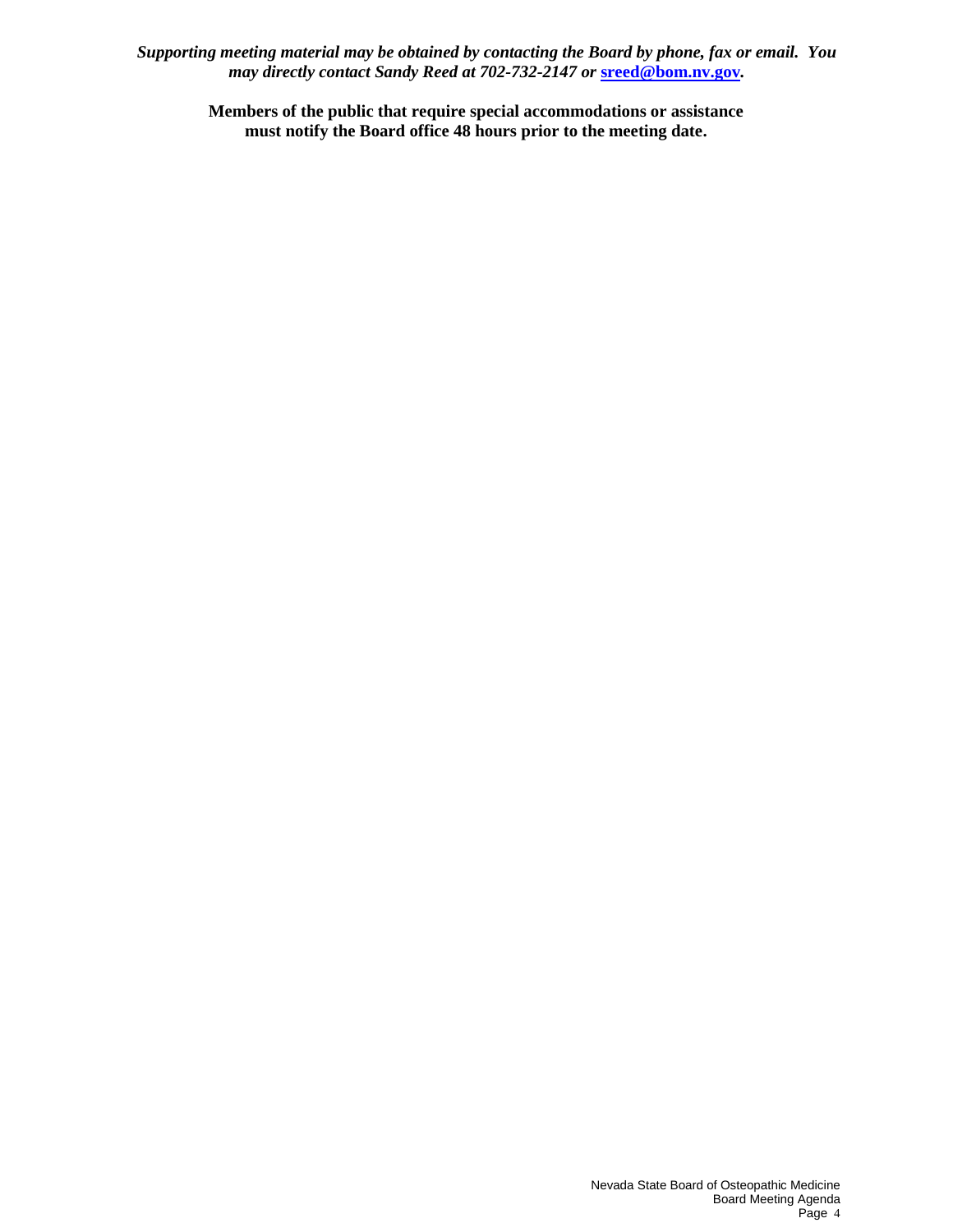***Supporting meeting material may be obtained by contacting the Board by phone, fax or email. You may directly contact Sandy Reed at 702-732-2147 or [sreed@bom.nv.gov](mailto:sreed@bom.nv.gov).***

**Members of the public that require special accommodations or assistance must notify the Board office 48 hours prior to the meeting date.**